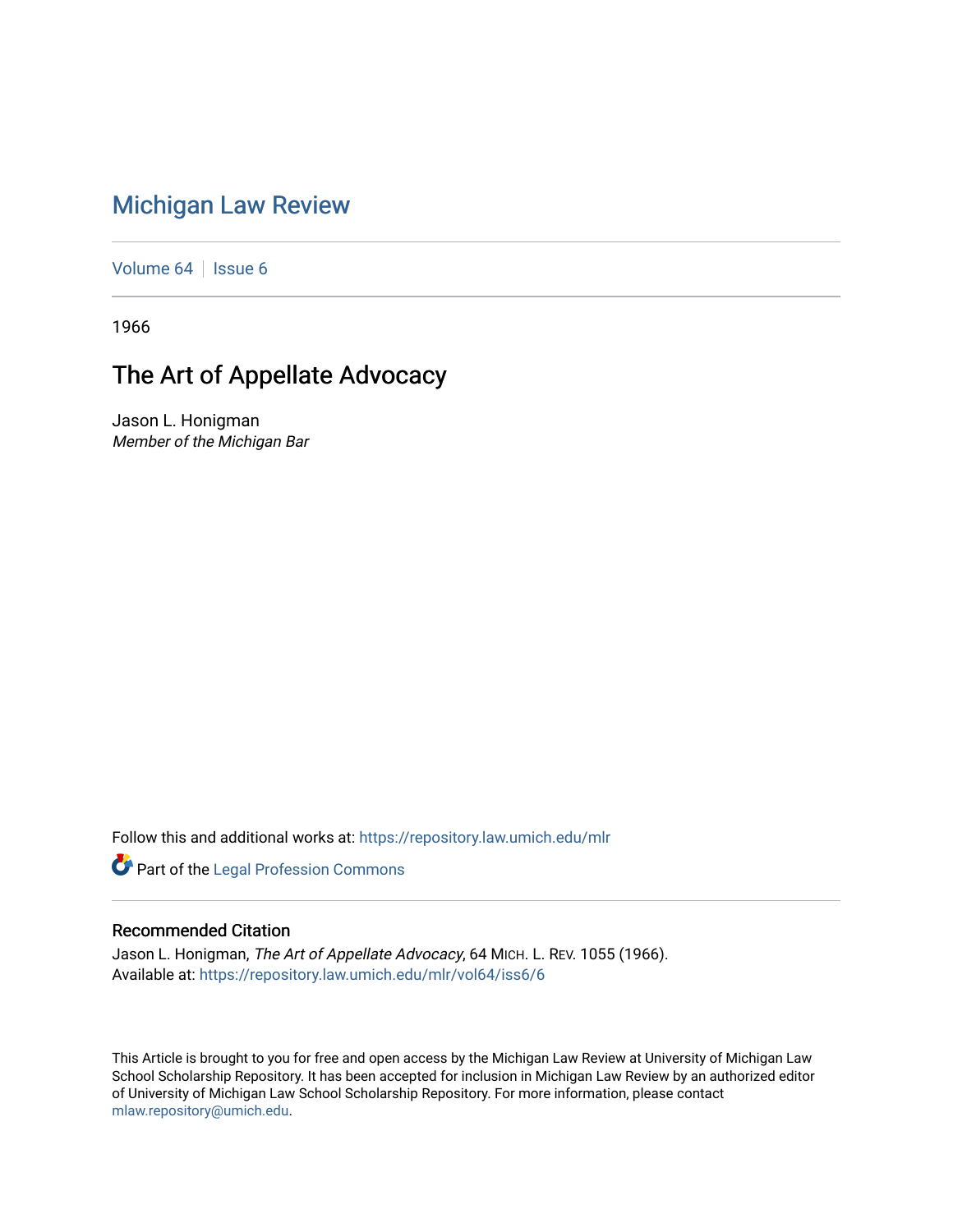# Michigan Law Review

Volume 64 | Issue 6

1966

## The Art of Appellate Advocacy

Jason L. Honigman
*Member of the Michigan Bar*

Follow this and additional works at: https://repository.law.umich.edu/mlr

Part of the Legal Profession Commons

### Recommended Citation

Jason L. Honigman, *The Art of Appellate Advocacy*, 64 MICH. L. REV. 1055 (1966).
Available at: https://repository.law.umich.edu/mlr/vol64/iss6/6

This Article is brought to you for free and open access by the Michigan Law Review at University of Michigan Law School Scholarship Repository. It has been accepted for inclusion in Michigan Law Review by an authorized editor of University of Michigan Law School Scholarship Repository. For more information, please contact mlaw.repository@umich.edu.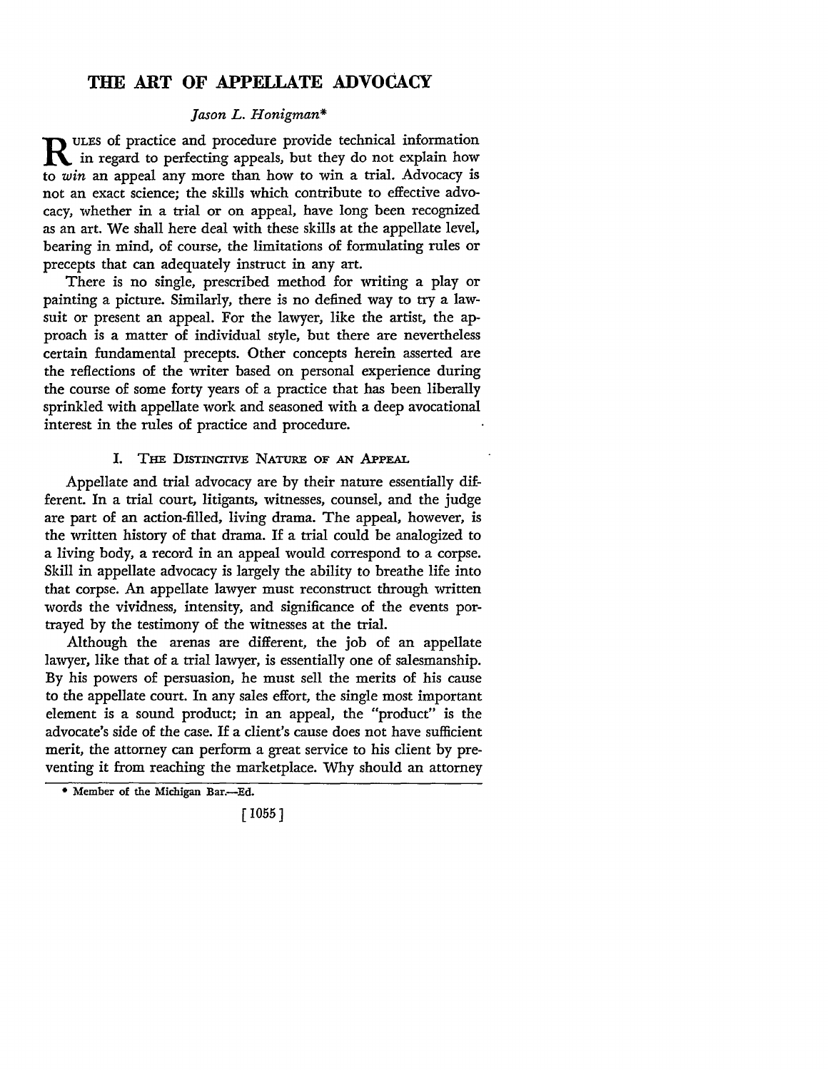# THE ART OF APPELLATE ADVOCACY

*Jason L. Honigman**

RULES of practice and procedure provide technical information in regard to perfecting appeals, but they do not explain how to *win* an appeal any more than how to win a trial. Advocacy is not an exact science; the skills which contribute to effective advocacy, whether in a trial or on appeal, have long been recognized as an art. We shall here deal with these skills at the appellate level, bearing in mind, of course, the limitations of formulating rules or precepts that can adequately instruct in any art.

There is no single, prescribed method for writing a play or painting a picture. Similarly, there is no defined way to try a lawsuit or present an appeal. For the lawyer, like the artist, the approach is a matter of individual style, but there are nevertheless certain fundamental precepts. Other concepts herein asserted are the reflections of the writer based on personal experience during the course of some forty years of a practice that has been liberally sprinkled with appellate work and seasoned with a deep avocational interest in the rules of practice and procedure.

## I. THE DISTINCTIVE NATURE OF AN APPEAL

Appellate and trial advocacy are by their nature essentially different. In a trial court, litigants, witnesses, counsel, and the judge are part of an action-filled, living drama. The appeal, however, is the written history of that drama. If a trial could be analogized to a living body, a record in an appeal would correspond to a corpse. Skill in appellate advocacy is largely the ability to breathe life into that corpse. An appellate lawyer must reconstruct through written words the vividness, intensity, and significance of the events portrayed by the testimony of the witnesses at the trial.

Although the arenas are different, the job of an appellate lawyer, like that of a trial lawyer, is essentially one of salesmanship. By his powers of persuasion, he must sell the merits of his cause to the appellate court. In any sales effort, the single most important element is a sound product; in an appeal, the "product" is the advocate's side of the case. If a client's cause does not have sufficient merit, the attorney can perform a great service to his client by preventing it from reaching the marketplace. Why should an attorney

* Member of the Michigan Bar.—Ed.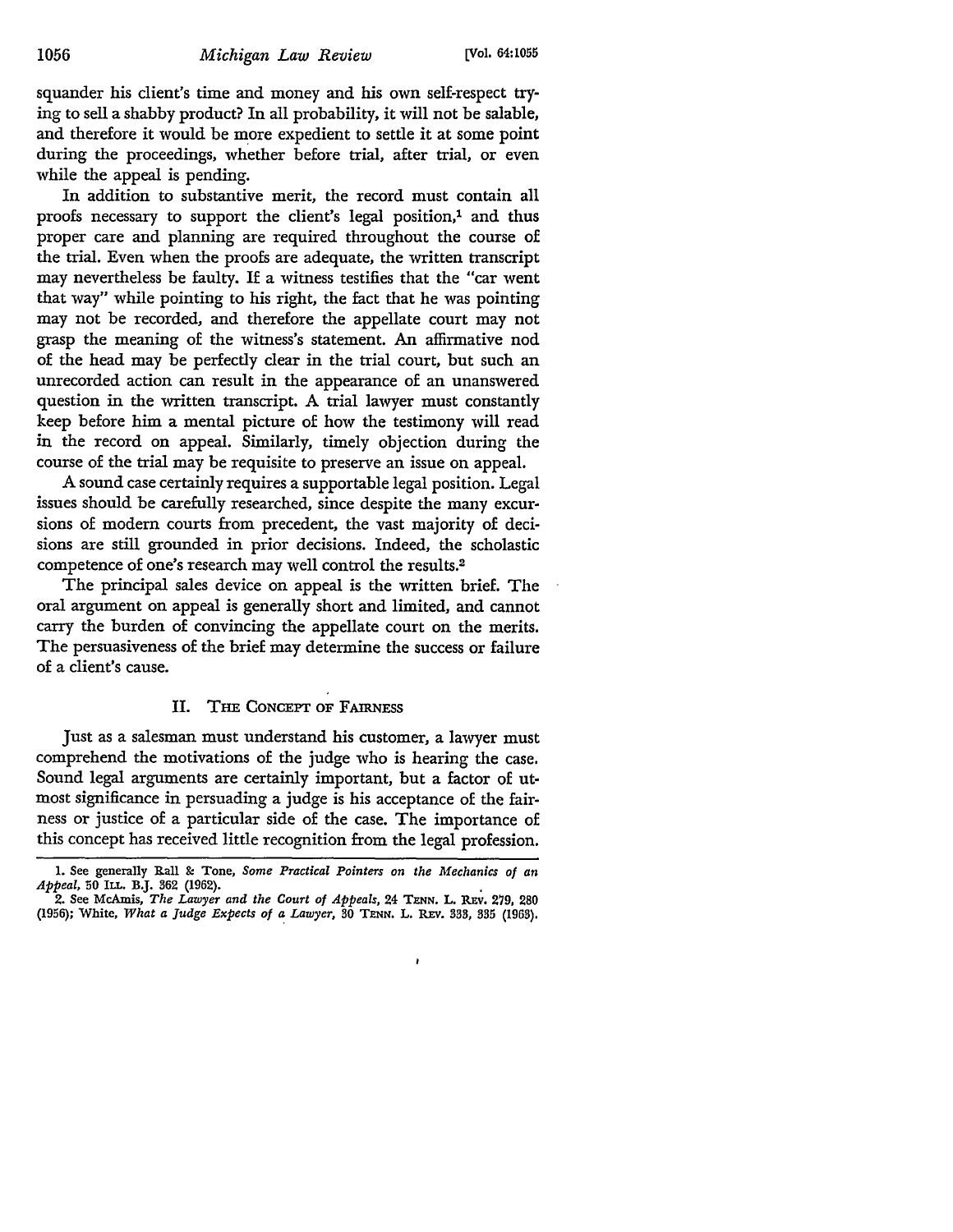squander his client's time and money and his own self-respect trying to sell a shabby product? In all probability, it will not be salable, and therefore it would be more expedient to settle it at some point during the proceedings, whether before trial, after trial, or even while the appeal is pending.

In addition to substantive merit, the record must contain all proofs necessary to support the client's legal position,[1] and thus proper care and planning are required throughout the course of the trial. Even when the proofs are adequate, the written transcript may nevertheless be faulty. If a witness testifies that the "car went that way" while pointing to his right, the fact that he was pointing may not be recorded, and therefore the appellate court may not grasp the meaning of the witness's statement. An affirmative nod of the head may be perfectly clear in the trial court, but such an unrecorded action can result in the appearance of an unanswered question in the written transcript. A trial lawyer must constantly keep before him a mental picture of how the testimony will read in the record on appeal. Similarly, timely objection during the course of the trial may be requisite to preserve an issue on appeal.

A sound case certainly requires a supportable legal position. Legal issues should be carefully researched, since despite the many excursions of modern courts from precedent, the vast majority of decisions are still grounded in prior decisions. Indeed, the scholastic competence of one's research may well control the results.[2]

The principal sales device on appeal is the written brief. The oral argument on appeal is generally short and limited, and cannot carry the burden of convincing the appellate court on the merits. The persuasiveness of the brief may determine the success or failure of a client's cause.

## II. The Concept of Fairness

Just as a salesman must understand his customer, a lawyer must comprehend the motivations of the judge who is hearing the case. Sound legal arguments are certainly important, but a factor of utmost significance in persuading a judge is his acceptance of the fairness or justice of a particular side of the case. The importance of this concept has received little recognition from the legal profession.

---

1. See generally Rall & Tone, *Some Practical Pointers on the Mechanics of an Appeal*, 50 Ill. B.J. 362 (1962).

2. See McAmis, *The Lawyer and the Court of Appeals*, 24 Tenn. L. Rev. 279, 280 (1956); White, *What a Judge Expects of a Lawyer*, 30 Tenn. L. Rev. 333, 335 (1963).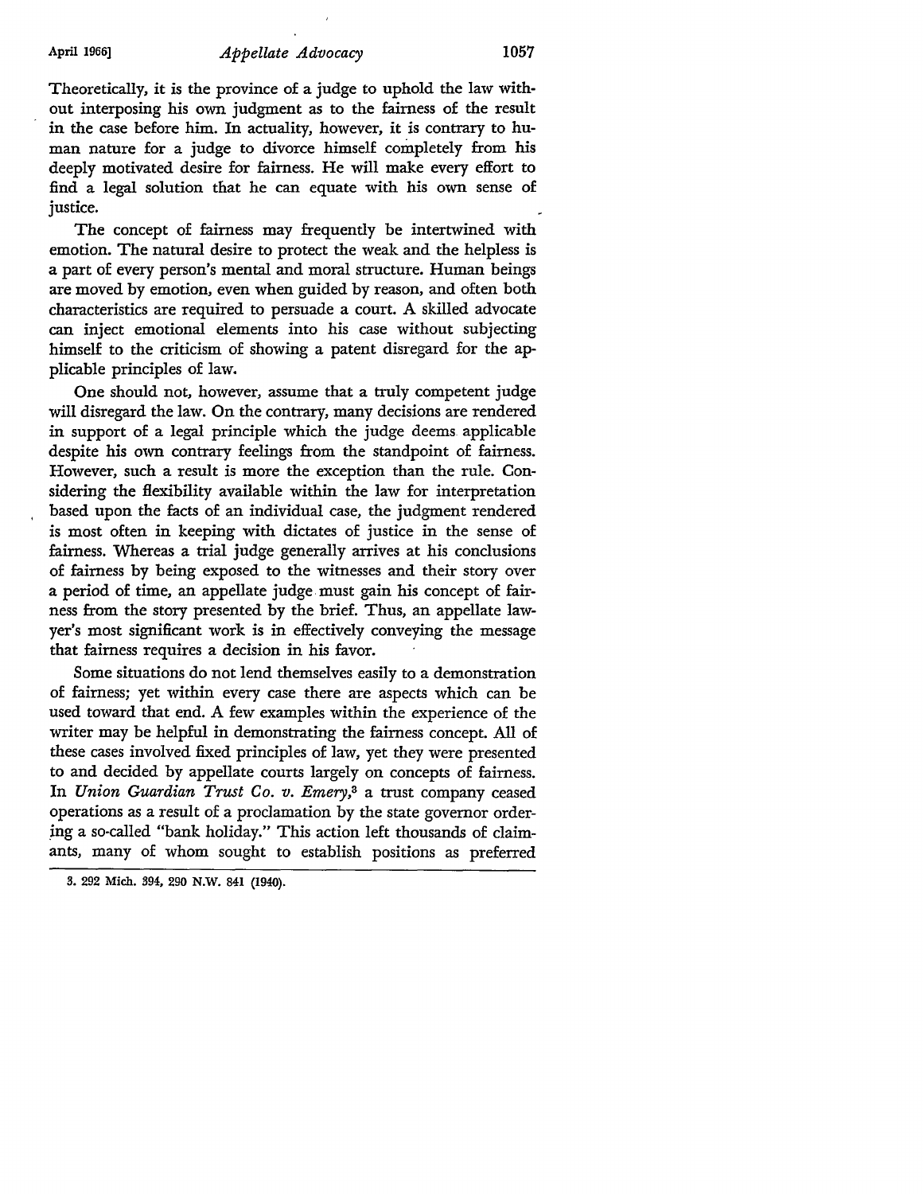Theoretically, it is the province of a judge to uphold the law without interposing his own judgment as to the fairness of the result in the case before him. In actuality, however, it is contrary to human nature for a judge to divorce himself completely from his deeply motivated desire for fairness. He will make every effort to find a legal solution that he can equate with his own sense of justice.

The concept of fairness may frequently be intertwined with emotion. The natural desire to protect the weak and the helpless is a part of every person's mental and moral structure. Human beings are moved by emotion, even when guided by reason, and often both characteristics are required to persuade a court. A skilled advocate can inject emotional elements into his case without subjecting himself to the criticism of showing a patent disregard for the applicable principles of law.

One should not, however, assume that a truly competent judge will disregard the law. On the contrary, many decisions are rendered in support of a legal principle which the judge deems applicable despite his own contrary feelings from the standpoint of fairness. However, such a result is more the exception than the rule. Considering the flexibility available within the law for interpretation based upon the facts of an individual case, the judgment rendered is most often in keeping with dictates of justice in the sense of fairness. Whereas a trial judge generally arrives at his conclusions of fairness by being exposed to the witnesses and their story over a period of time, an appellate judge must gain his concept of fairness from the story presented by the brief. Thus, an appellate lawyer's most significant work is in effectively conveying the message that fairness requires a decision in his favor.

Some situations do not lend themselves easily to a demonstration of fairness; yet within every case there are aspects which can be used toward that end. A few examples within the experience of the writer may be helpful in demonstrating the fairness concept. All of these cases involved fixed principles of law, yet they were presented to and decided by appellate courts largely on concepts of fairness. In *Union Guardian Trust Co. v. Emery*,[3] a trust company ceased operations as a result of a proclamation by the state governor ordering a so-called "bank holiday." This action left thousands of claimants, many of whom sought to establish positions as preferred

3. 292 Mich. 394, 290 N.W. 841 (1940).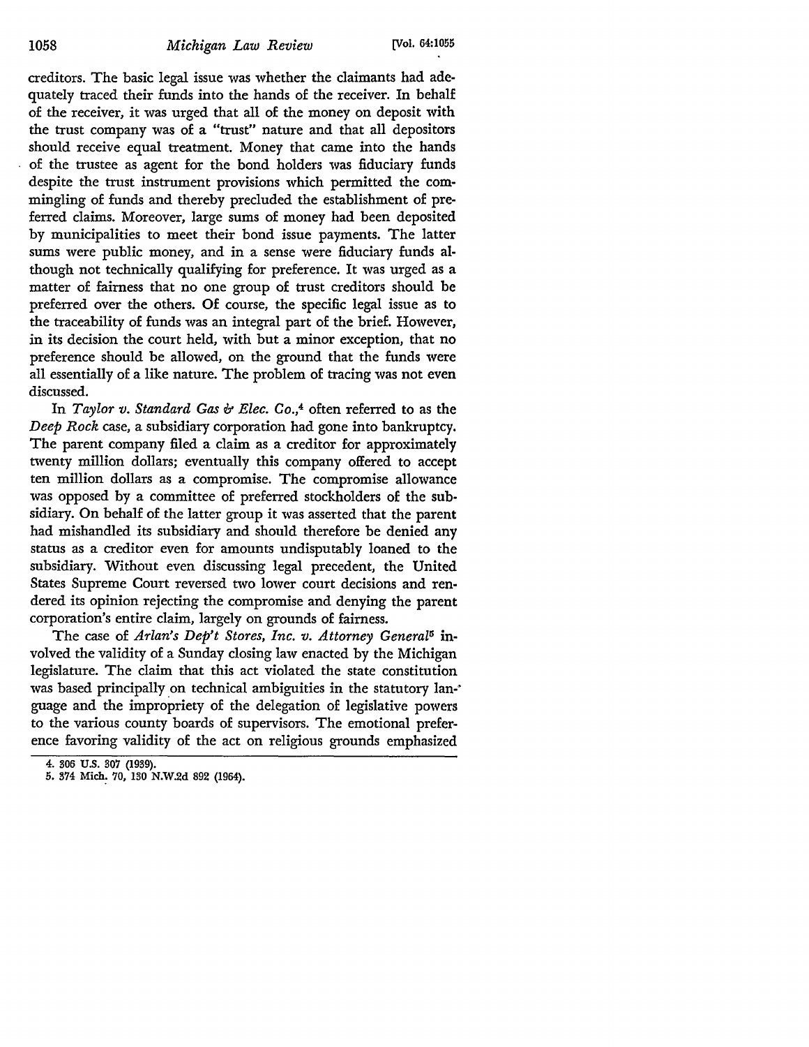creditors. The basic legal issue was whether the claimants had adequately traced their funds into the hands of the receiver. In behalf of the receiver, it was urged that all of the money on deposit with the trust company was of a "trust" nature and that all depositors should receive equal treatment. Money that came into the hands of the trustee as agent for the bond holders was fiduciary funds despite the trust instrument provisions which permitted the commingling of funds and thereby precluded the establishment of preferred claims. Moreover, large sums of money had been deposited by municipalities to meet their bond issue payments. The latter sums were public money, and in a sense were fiduciary funds although not technically qualifying for preference. It was urged as a matter of fairness that no one group of trust creditors should be preferred over the others. Of course, the specific legal issue as to the traceability of funds was an integral part of the brief. However, in its decision the court held, with but a minor exception, that no preference should be allowed, on the ground that the funds were all essentially of a like nature. The problem of tracing was not even discussed.

In *Taylor v. Standard Gas & Elec. Co.*,[4] often referred to as the *Deep Rock* case, a subsidiary corporation had gone into bankruptcy. The parent company filed a claim as a creditor for approximately twenty million dollars; eventually this company offered to accept ten million dollars as a compromise. The compromise allowance was opposed by a committee of preferred stockholders of the subsidiary. On behalf of the latter group it was asserted that the parent had mishandled its subsidiary and should therefore be denied any status as a creditor even for amounts undisputably loaned to the subsidiary. Without even discussing legal precedent, the United States Supreme Court reversed two lower court decisions and rendered its opinion rejecting the compromise and denying the parent corporation's entire claim, largely on grounds of fairness.

The case of *Arlan's Dep't Stores, Inc. v. Attorney General*[5] involved the validity of a Sunday closing law enacted by the Michigan legislature. The claim that this act violated the state constitution was based principally on technical ambiguities in the statutory language and the impropriety of the delegation of legislative powers to the various county boards of supervisors. The emotional preference favoring validity of the act on religious grounds emphasized

---

4. 306 U.S. 307 (1939).

5. 374 Mich. 70, 130 N.W.2d 892 (1964).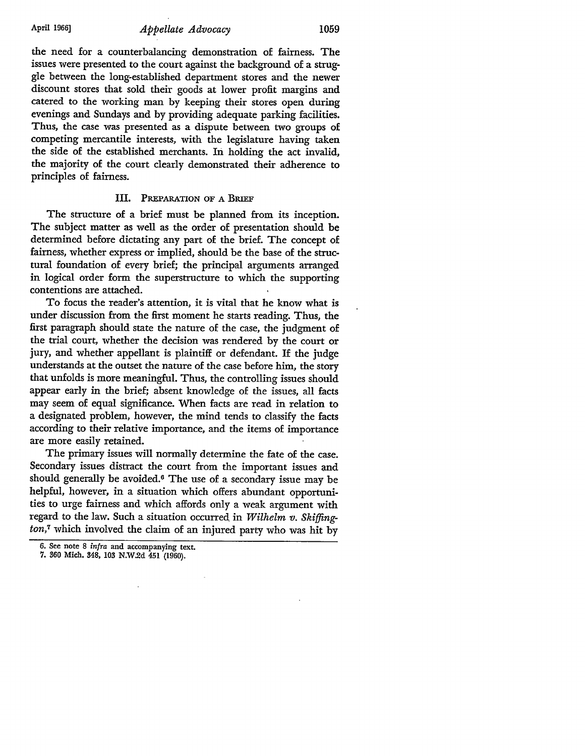the need for a counterbalancing demonstration of fairness. The issues were presented to the court against the background of a struggle between the long-established department stores and the newer discount stores that sold their goods at lower profit margins and catered to the working man by keeping their stores open during evenings and Sundays and by providing adequate parking facilities. Thus, the case was presented as a dispute between two groups of competing mercantile interests, with the legislature having taken the side of the established merchants. In holding the act invalid, the majority of the court clearly demonstrated their adherence to principles of fairness.

## III. Preparation of a Brief

The structure of a brief must be planned from its inception. The subject matter as well as the order of presentation should be determined before dictating any part of the brief. The concept of fairness, whether express or implied, should be the base of the structural foundation of every brief; the principal arguments arranged in logical order form the superstructure to which the supporting contentions are attached.

To focus the reader's attention, it is vital that he know what is under discussion from the first moment he starts reading. Thus, the first paragraph should state the nature of the case, the judgment of the trial court, whether the decision was rendered by the court or jury, and whether appellant is plaintiff or defendant. If the judge understands at the outset the nature of the case before him, the story that unfolds is more meaningful. Thus, the controlling issues should appear early in the brief; absent knowledge of the issues, all facts may seem of equal significance. When facts are read in relation to a designated problem, however, the mind tends to classify the facts according to their relative importance, and the items of importance are more easily retained.

The primary issues will normally determine the fate of the case. Secondary issues distract the court from the important issues and should generally be avoided.[6] The use of a secondary issue may be helpful, however, in a situation which offers abundant opportunities to urge fairness and which affords only a weak argument with regard to the law. Such a situation occurred in *Wilhelm v. Skiffington*,[7] which involved the claim of an injured party who was hit by

---

6. See note 8 *infra* and accompanying text.
7. 360 Mich. 348, 103 N.W.2d 451 (1960).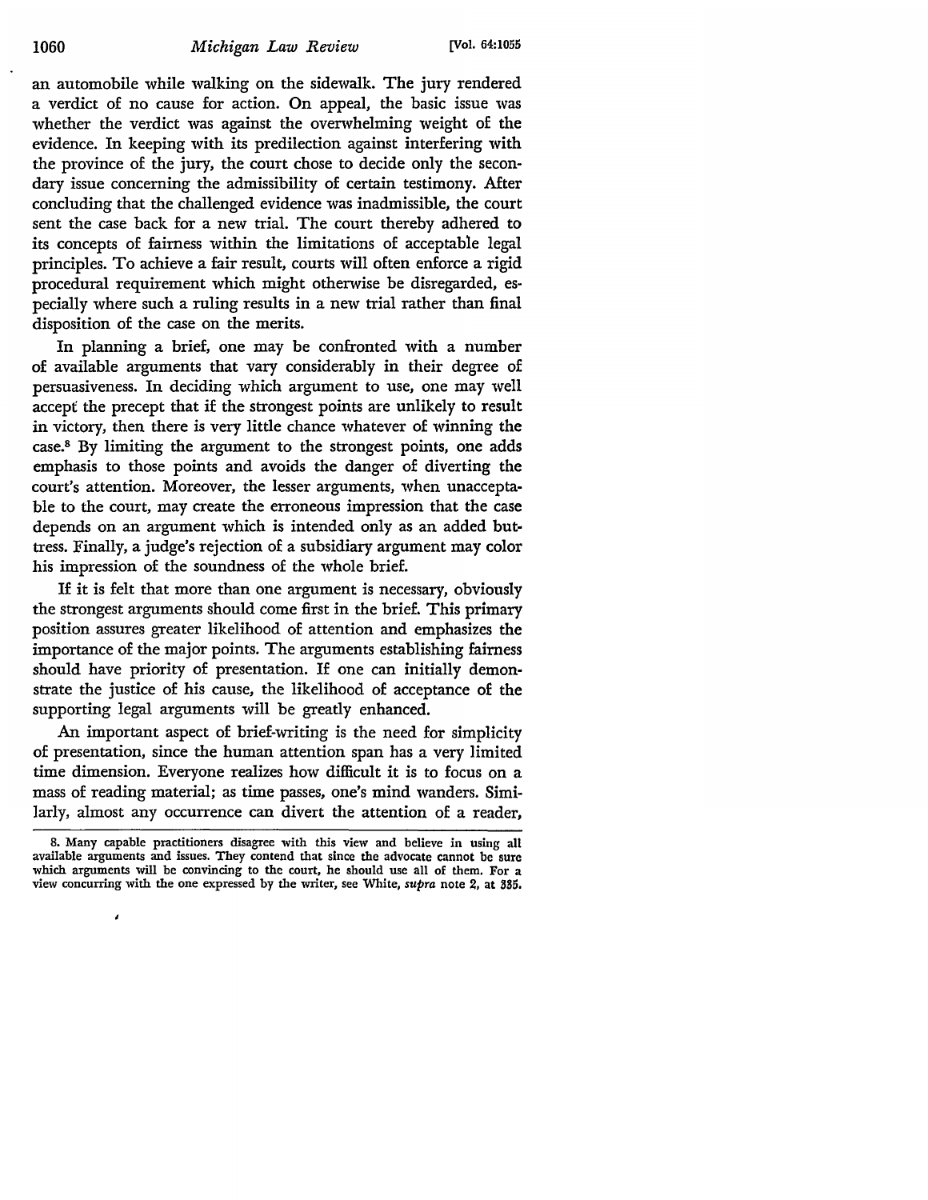an automobile while walking on the sidewalk. The jury rendered a verdict of no cause for action. On appeal, the basic issue was whether the verdict was against the overwhelming weight of the evidence. In keeping with its predilection against interfering with the province of the jury, the court chose to decide only the secondary issue concerning the admissibility of certain testimony. After concluding that the challenged evidence was inadmissible, the court sent the case back for a new trial. The court thereby adhered to its concepts of fairness within the limitations of acceptable legal principles. To achieve a fair result, courts will often enforce a rigid procedural requirement which might otherwise be disregarded, especially where such a ruling results in a new trial rather than final disposition of the case on the merits.

In planning a brief, one may be confronted with a number of available arguments that vary considerably in their degree of persuasiveness. In deciding which argument to use, one may well accept the precept that if the strongest points are unlikely to result in victory, then there is very little chance whatever of winning the case.[8] By limiting the argument to the strongest points, one adds emphasis to those points and avoids the danger of diverting the court's attention. Moreover, the lesser arguments, when unacceptable to the court, may create the erroneous impression that the case depends on an argument which is intended only as an added buttress. Finally, a judge's rejection of a subsidiary argument may color his impression of the soundness of the whole brief.

If it is felt that more than one argument is necessary, obviously the strongest arguments should come first in the brief. This primary position assures greater likelihood of attention and emphasizes the importance of the major points. The arguments establishing fairness should have priority of presentation. If one can initially demonstrate the justice of his cause, the likelihood of acceptance of the supporting legal arguments will be greatly enhanced.

An important aspect of brief-writing is the need for simplicity of presentation, since the human attention span has a very limited time dimension. Everyone realizes how difficult it is to focus on a mass of reading material; as time passes, one's mind wanders. Similarly, almost any occurrence can divert the attention of a reader,

---

8. Many capable practitioners disagree with this view and believe in using all available arguments and issues. They contend that since the advocate cannot be sure which arguments will be convincing to the court, he should use all of them. For a view concurring with the one expressed by the writer, see White, *supra* note 2, at 335.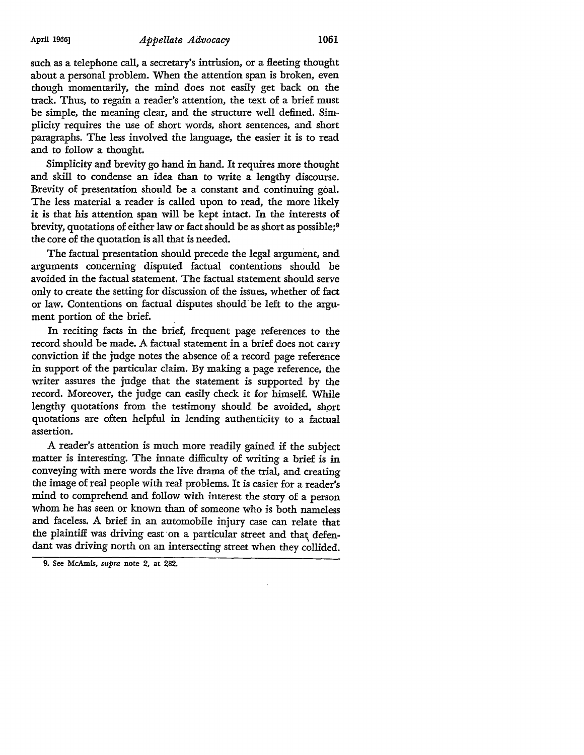such as a telephone call, a secretary's intrusion, or a fleeting thought about a personal problem. When the attention span is broken, even though momentarily, the mind does not easily get back on the track. Thus, to regain a reader's attention, the text of a brief must be simple, the meaning clear, and the structure well defined. Simplicity requires the use of short words, short sentences, and short paragraphs. The less involved the language, the easier it is to read and to follow a thought.

Simplicity and brevity go hand in hand. It requires more thought and skill to condense an idea than to write a lengthy discourse. Brevity of presentation should be a constant and continuing goal. The less material a reader is called upon to read, the more likely it is that his attention span will be kept intact. In the interests of brevity, quotations of either law or fact should be as short as possible;[9] the core of the quotation is all that is needed.

The factual presentation should precede the legal argument, and arguments concerning disputed factual contentions should be avoided in the factual statement. The factual statement should serve only to create the setting for discussion of the issues, whether of fact or law. Contentions on factual disputes should be left to the argument portion of the brief.

In reciting facts in the brief, frequent page references to the record should be made. A factual statement in a brief does not carry conviction if the judge notes the absence of a record page reference in support of the particular claim. By making a page reference, the writer assures the judge that the statement is supported by the record. Moreover, the judge can easily check it for himself. While lengthy quotations from the testimony should be avoided, short quotations are often helpful in lending authenticity to a factual assertion.

A reader's attention is much more readily gained if the subject matter is interesting. The innate difficulty of writing a brief is in conveying with mere words the live drama of the trial, and creating the image of real people with real problems. It is easier for a reader's mind to comprehend and follow with interest the story of a person whom he has seen or known than of someone who is both nameless and faceless. A brief in an automobile injury case can relate that the plaintiff was driving east on a particular street and that defendant was driving north on an intersecting street when they collided.

---

9. See McAmis, *supra* note 2, at 282.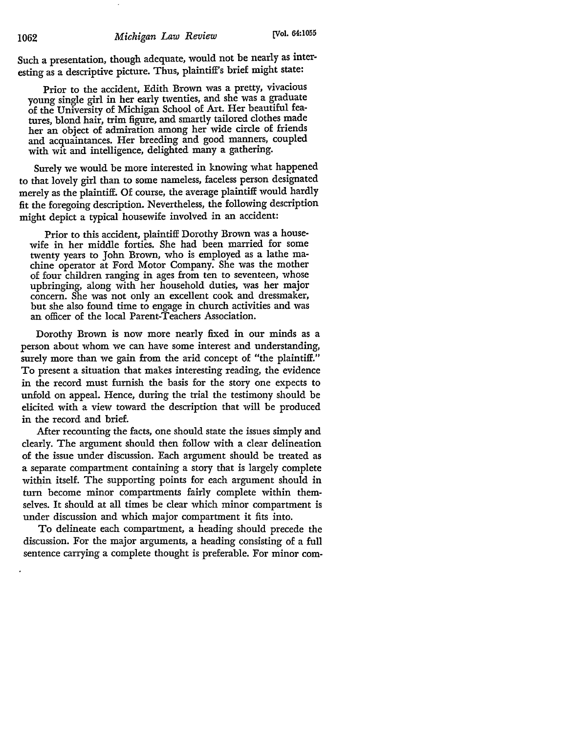Such a presentation, though adequate, would not be nearly as interesting as a descriptive picture. Thus, plaintiff's brief might state:

> Prior to the accident, Edith Brown was a pretty, vivacious young single girl in her early twenties, and she was a graduate of the University of Michigan School of Art. Her beautiful features, blond hair, trim figure, and smartly tailored clothes made her an object of admiration among her wide circle of friends and acquaintances. Her breeding and good manners, coupled with wit and intelligence, delighted many a gathering.

Surely we would be more interested in knowing what happened to that lovely girl than to some nameless, faceless person designated merely as the plaintiff. Of course, the average plaintiff would hardly fit the foregoing description. Nevertheless, the following description might depict a typical housewife involved in an accident:

> Prior to this accident, plaintiff Dorothy Brown was a housewife in her middle forties. She had been married for some twenty years to John Brown, who is employed as a lathe machine operator at Ford Motor Company. She was the mother of four children ranging in ages from ten to seventeen, whose upbringing, along with her household duties, was her major concern. She was not only an excellent cook and dressmaker, but she also found time to engage in church activities and was an officer of the local Parent-Teachers Association.

Dorothy Brown is now more nearly fixed in our minds as a person about whom we can have some interest and understanding, surely more than we gain from the arid concept of "the plaintiff." To present a situation that makes interesting reading, the evidence in the record must furnish the basis for the story one expects to unfold on appeal. Hence, during the trial the testimony should be elicited with a view toward the description that will be produced in the record and brief.

After recounting the facts, one should state the issues simply and clearly. The argument should then follow with a clear delineation of the issue under discussion. Each argument should be treated as a separate compartment containing a story that is largely complete within itself. The supporting points for each argument should in turn become minor compartments fairly complete within themselves. It should at all times be clear which minor compartment is under discussion and which major compartment it fits into.

To delineate each compartment, a heading should precede the discussion. For the major arguments, a heading consisting of a full sentence carrying a complete thought is preferable. For minor com-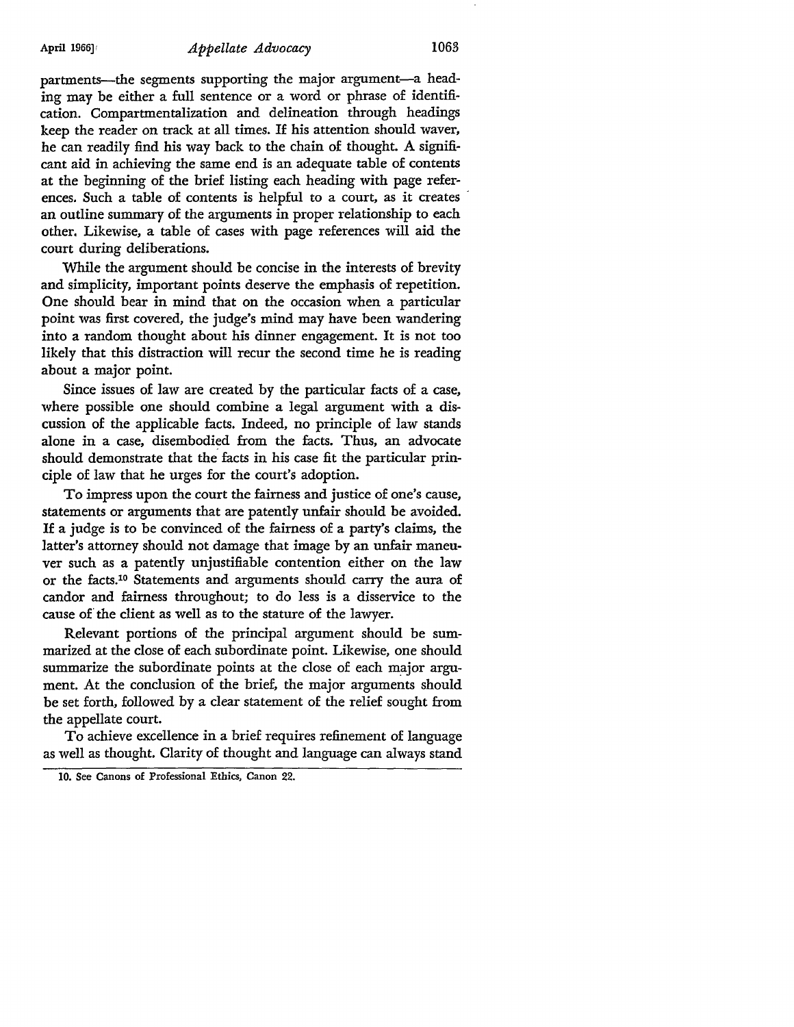partments—the segments supporting the major argument—a heading may be either a full sentence or a word or phrase of identification. Compartmentalization and delineation through headings keep the reader on track at all times. If his attention should waver, he can readily find his way back to the chain of thought. A significant aid in achieving the same end is an adequate table of contents at the beginning of the brief listing each heading with page references. Such a table of contents is helpful to a court, as it creates an outline summary of the arguments in proper relationship to each other. Likewise, a table of cases with page references will aid the court during deliberations.

While the argument should be concise in the interests of brevity and simplicity, important points deserve the emphasis of repetition. One should bear in mind that on the occasion when a particular point was first covered, the judge's mind may have been wandering into a random thought about his dinner engagement. It is not too likely that this distraction will recur the second time he is reading about a major point.

Since issues of law are created by the particular facts of a case, where possible one should combine a legal argument with a discussion of the applicable facts. Indeed, no principle of law stands alone in a case, disembodied from the facts. Thus, an advocate should demonstrate that the facts in his case fit the particular principle of law that he urges for the court's adoption.

To impress upon the court the fairness and justice of one's cause, statements or arguments that are patently unfair should be avoided. If a judge is to be convinced of the fairness of a party's claims, the latter's attorney should not damage that image by an unfair maneuver such as a patently unjustifiable contention either on the law or the facts.[10] Statements and arguments should carry the aura of candor and fairness throughout; to do less is a disservice to the cause of the client as well as to the stature of the lawyer.

Relevant portions of the principal argument should be summarized at the close of each subordinate point. Likewise, one should summarize the subordinate points at the close of each major argument. At the conclusion of the brief, the major arguments should be set forth, followed by a clear statement of the relief sought from the appellate court.

To achieve excellence in a brief requires refinement of language as well as thought. Clarity of thought and language can always stand

10. See Canons of Professional Ethics, Canon 22.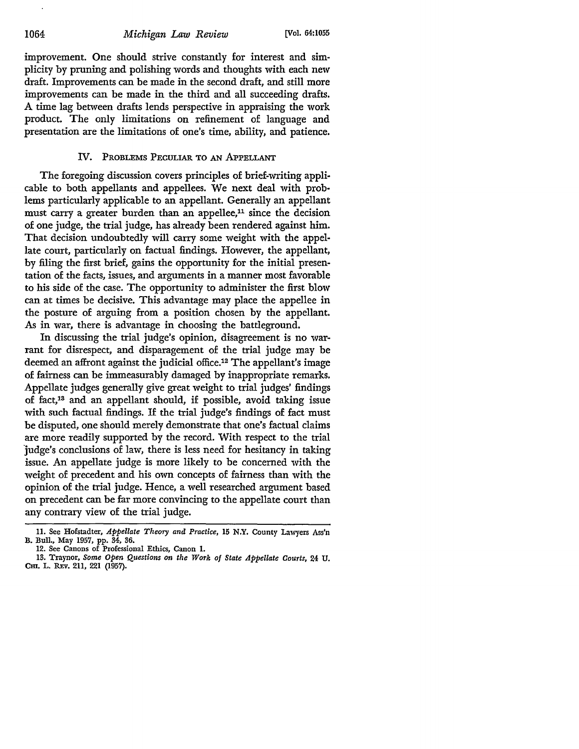improvement. One should strive constantly for interest and simplicity by pruning and polishing words and thoughts with each new draft. Improvements can be made in the second draft, and still more improvements can be made in the third and all succeeding drafts. A time lag between drafts lends perspective in appraising the work product. The only limitations on refinement of language and presentation are the limitations of one's time, ability, and patience.

## IV. Problems Peculiar to an Appellant

The foregoing discussion covers principles of brief-writing applicable to both appellants and appellees. We next deal with problems particularly applicable to an appellant. Generally an appellant must carry a greater burden than an appellee,[11] since the decision of one judge, the trial judge, has already been rendered against him. That decision undoubtedly will carry some weight with the appellate court, particularly on factual findings. However, the appellant, by filing the first brief, gains the opportunity for the initial presentation of the facts, issues, and arguments in a manner most favorable to his side of the case. The opportunity to administer the first blow can at times be decisive. This advantage may place the appellee in the posture of arguing from a position chosen by the appellant. As in war, there is advantage in choosing the battleground.

In discussing the trial judge's opinion, disagreement is no warrant for disrespect, and disparagement of the trial judge may be deemed an affront against the judicial office.[12] The appellant's image of fairness can be immeasurably damaged by inappropriate remarks. Appellate judges generally give great weight to trial judges' findings of fact,[13] and an appellant should, if possible, avoid taking issue with such factual findings. If the trial judge's findings of fact must be disputed, one should merely demonstrate that one's factual claims are more readily supported by the record. With respect to the trial judge's conclusions of law, there is less need for hesitancy in taking issue. An appellate judge is more likely to be concerned with the weight of precedent and his own concepts of fairness than with the opinion of the trial judge. Hence, a well researched argument based on precedent can be far more convincing to the appellate court than any contrary view of the trial judge.

---

11. See Hofstadter, *Appellate Theory and Practice*, 15 N.Y. County Lawyers Ass'n B. Bull., May 1957, pp. 34, 36.

12. See Canons of Professional Ethics, Canon 1.

13. Traynor, *Some Open Questions on the Work of State Appellate Courts*, 24 U. Chi. L. Rev. 211, 221 (1957).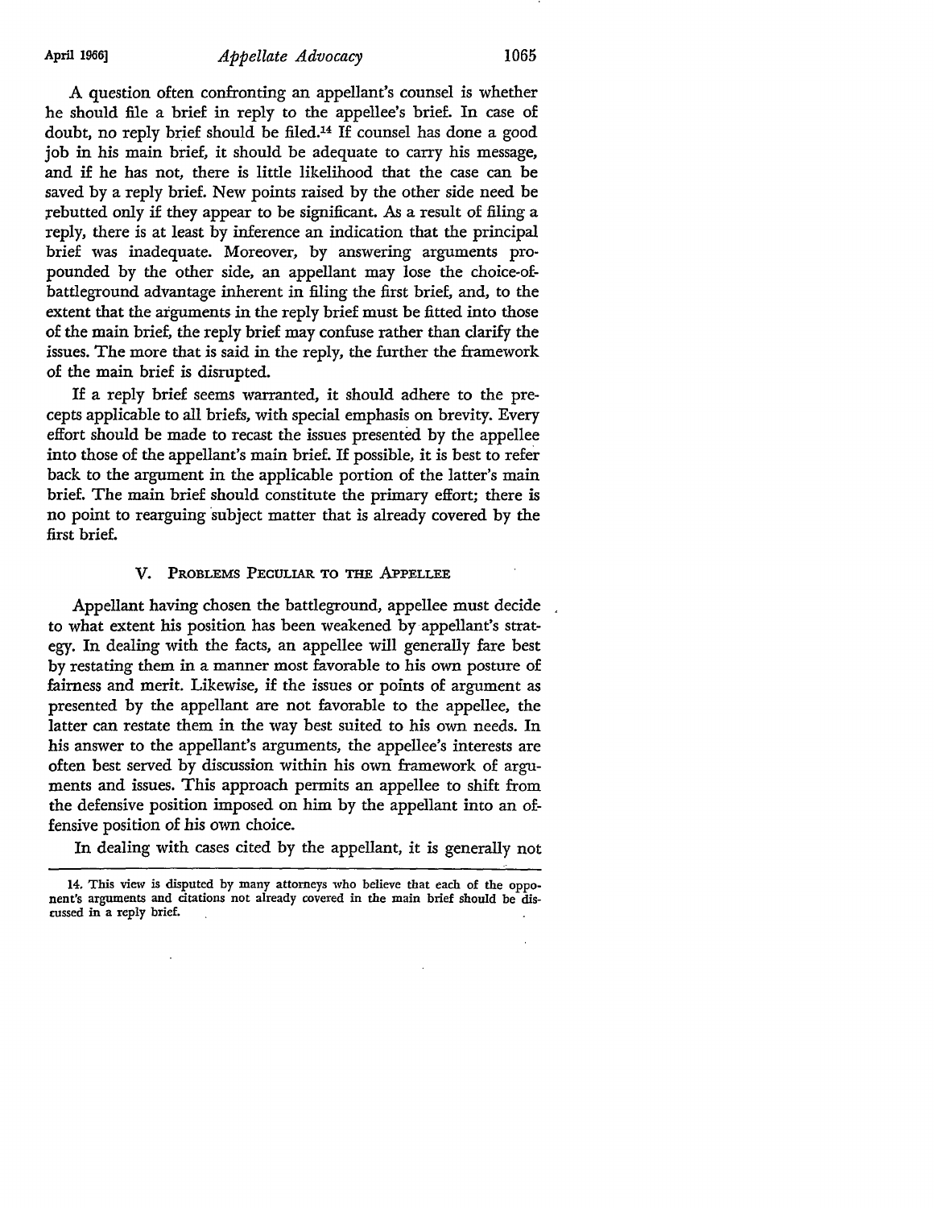A question often confronting an appellant's counsel is whether he should file a brief in reply to the appellee's brief. In case of doubt, no reply brief should be filed.[14] If counsel has done a good job in his main brief, it should be adequate to carry his message, and if he has not, there is little likelihood that the case can be saved by a reply brief. New points raised by the other side need be rebutted only if they appear to be significant. As a result of filing a reply, there is at least by inference an indication that the principal brief was inadequate. Moreover, by answering arguments propounded by the other side, an appellant may lose the choice-of-battleground advantage inherent in filing the first brief, and, to the extent that the arguments in the reply brief must be fitted into those of the main brief, the reply brief may confuse rather than clarify the issues. The more that is said in the reply, the further the framework of the main brief is disrupted.

If a reply brief seems warranted, it should adhere to the precepts applicable to all briefs, with special emphasis on brevity. Every effort should be made to recast the issues presented by the appellee into those of the appellant's main brief. If possible, it is best to refer back to the argument in the applicable portion of the latter's main brief. The main brief should constitute the primary effort; there is no point to rearguing subject matter that is already covered by the first brief.

## V. Problems Peculiar to the Appellee

Appellant having chosen the battleground, appellee must decide to what extent his position has been weakened by appellant's strategy. In dealing with the facts, an appellee will generally fare best by restating them in a manner most favorable to his own posture of fairness and merit. Likewise, if the issues or points of argument as presented by the appellant are not favorable to the appellee, the latter can restate them in the way best suited to his own needs. In his answer to the appellant's arguments, the appellee's interests are often best served by discussion within his own framework of arguments and issues. This approach permits an appellee to shift from the defensive position imposed on him by the appellant into an offensive position of his own choice.

In dealing with cases cited by the appellant, it is generally not

---

14. This view is disputed by many attorneys who believe that each of the opponent's arguments and citations not already covered in the main brief should be discussed in a reply brief.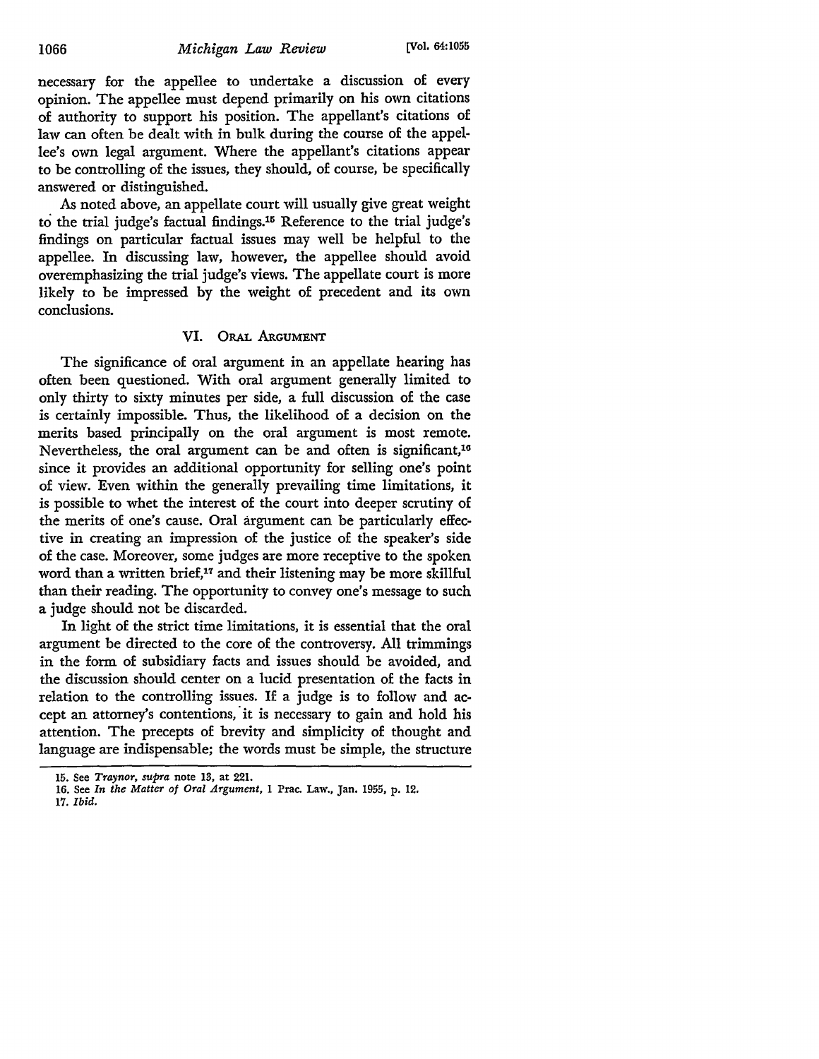necessary for the appellee to undertake a discussion of every opinion. The appellee must depend primarily on his own citations of authority to support his position. The appellant's citations of law can often be dealt with in bulk during the course of the appellee's own legal argument. Where the appellant's citations appear to be controlling of the issues, they should, of course, be specifically answered or distinguished.

As noted above, an appellate court will usually give great weight to the trial judge's factual findings.[15] Reference to the trial judge's findings on particular factual issues may well be helpful to the appellee. In discussing law, however, the appellee should avoid overemphasizing the trial judge's views. The appellate court is more likely to be impressed by the weight of precedent and its own conclusions.

## VI. Oral Argument

The significance of oral argument in an appellate hearing has often been questioned. With oral argument generally limited to only thirty to sixty minutes per side, a full discussion of the case is certainly impossible. Thus, the likelihood of a decision on the merits based principally on the oral argument is most remote. Nevertheless, the oral argument can be and often is significant,[16] since it provides an additional opportunity for selling one's point of view. Even within the generally prevailing time limitations, it is possible to whet the interest of the court into deeper scrutiny of the merits of one's cause. Oral argument can be particularly effective in creating an impression of the justice of the speaker's side of the case. Moreover, some judges are more receptive to the spoken word than a written brief,[17] and their listening may be more skillful than their reading. The opportunity to convey one's message to such a judge should not be discarded.

In light of the strict time limitations, it is essential that the oral argument be directed to the core of the controversy. All trimmings in the form of subsidiary facts and issues should be avoided, and the discussion should center on a lucid presentation of the facts in relation to the controlling issues. If a judge is to follow and accept an attorney's contentions, it is necessary to gain and hold his attention. The precepts of brevity and simplicity of thought and language are indispensable; the words must be simple, the structure

---

15. See *Traynor, supra* note 13, at 221.

16. See *In the Matter of Oral Argument*, 1 Prac. Law., Jan. 1955, p. 12.

17. *Ibid.*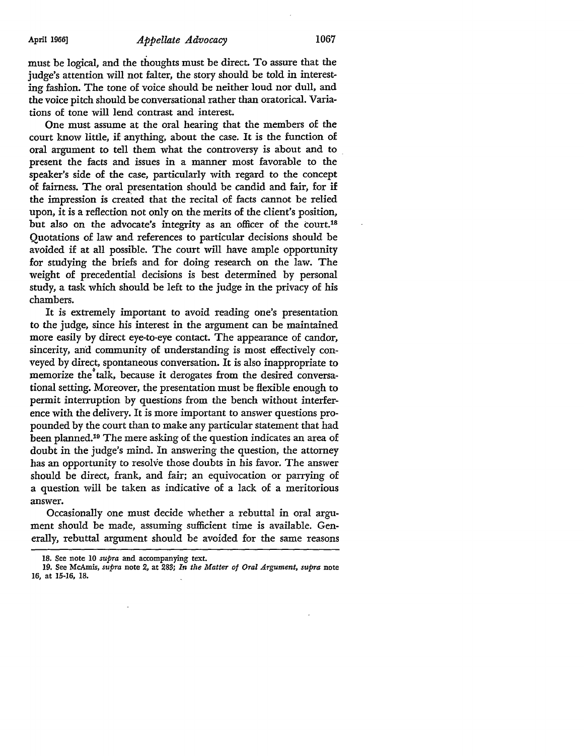must be logical, and the thoughts must be direct. To assure that the judge's attention will not falter, the story should be told in interesting fashion. The tone of voice should be neither loud nor dull, and the voice pitch should be conversational rather than oratorical. Variations of tone will lend contrast and interest.

One must assume at the oral hearing that the members of the court know little, if anything, about the case. It is the function of oral argument to tell them what the controversy is about and to present the facts and issues in a manner most favorable to the speaker's side of the case, particularly with regard to the concept of fairness. The oral presentation should be candid and fair, for if the impression is created that the recital of facts cannot be relied upon, it is a reflection not only on the merits of the client's position, but also on the advocate's integrity as an officer of the court.[18] Quotations of law and references to particular decisions should be avoided if at all possible. The court will have ample opportunity for studying the briefs and for doing research on the law. The weight of precedential decisions is best determined by personal study, a task which should be left to the judge in the privacy of his chambers.

It is extremely important to avoid reading one's presentation to the judge, since his interest in the argument can be maintained more easily by direct eye-to-eye contact. The appearance of candor, sincerity, and community of understanding is most effectively conveyed by direct, spontaneous conversation. It is also inappropriate to memorize the talk, because it derogates from the desired conversational setting. Moreover, the presentation must be flexible enough to permit interruption by questions from the bench without interference with the delivery. It is more important to answer questions propounded by the court than to make any particular statement that had been planned.[19] The mere asking of the question indicates an area of doubt in the judge's mind. In answering the question, the attorney has an opportunity to resolve those doubts in his favor. The answer should be direct, frank, and fair; an equivocation or parrying of a question will be taken as indicative of a lack of a meritorious answer.

Occasionally one must decide whether a rebuttal in oral argument should be made, assuming sufficient time is available. Generally, rebuttal argument should be avoided for the same reasons

---

18. See note 10 *supra* and accompanying text.

19. See McAmis, *supra* note 2, at 283; *In the Matter of Oral Argument, supra* note 16, at 15-16, 18.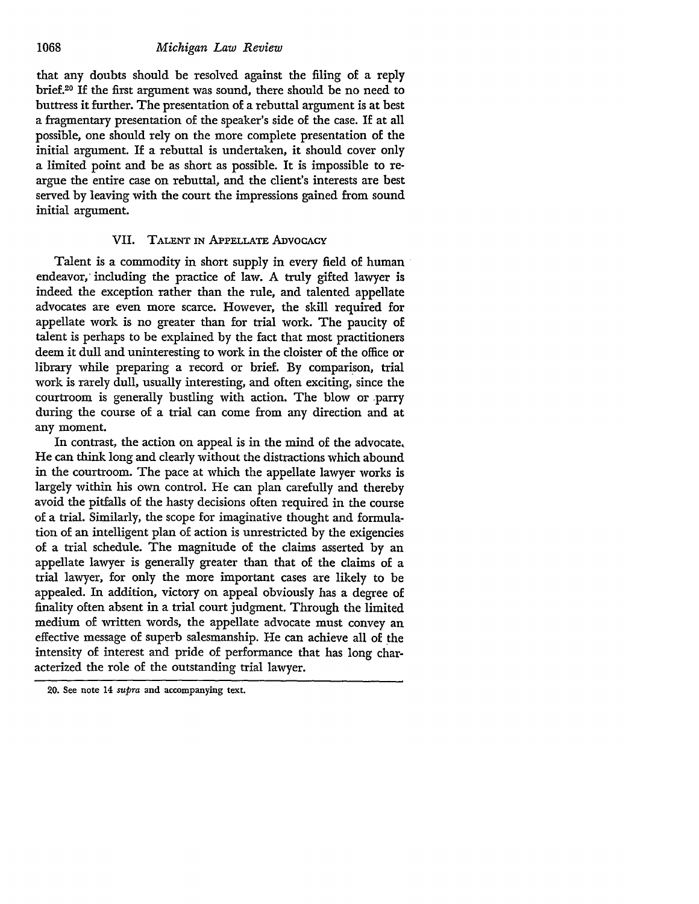that any doubts should be resolved against the filing of a reply brief.[20] If the first argument was sound, there should be no need to buttress it further. The presentation of a rebuttal argument is at best a fragmentary presentation of the speaker's side of the case. If at all possible, one should rely on the more complete presentation of the initial argument. If a rebuttal is undertaken, it should cover only a limited point and be as short as possible. It is impossible to reargue the entire case on rebuttal, and the client's interests are best served by leaving with the court the impressions gained from sound initial argument.

## VII. Talent in Appellate Advocacy

Talent is a commodity in short supply in every field of human endeavor, including the practice of law. A truly gifted lawyer is indeed the exception rather than the rule, and talented appellate advocates are even more scarce. However, the skill required for appellate work is no greater than for trial work. The paucity of talent is perhaps to be explained by the fact that most practitioners deem it dull and uninteresting to work in the cloister of the office or library while preparing a record or brief. By comparison, trial work is rarely dull, usually interesting, and often exciting, since the courtroom is generally bustling with action. The blow or parry during the course of a trial can come from any direction and at any moment.

In contrast, the action on appeal is in the mind of the advocate. He can think long and clearly without the distractions which abound in the courtroom. The pace at which the appellate lawyer works is largely within his own control. He can plan carefully and thereby avoid the pitfalls of the hasty decisions often required in the course of a trial. Similarly, the scope for imaginative thought and formulation of an intelligent plan of action is unrestricted by the exigencies of a trial schedule. The magnitude of the claims asserted by an appellate lawyer is generally greater than that of the claims of a trial lawyer, for only the more important cases are likely to be appealed. In addition, victory on appeal obviously has a degree of finality often absent in a trial court judgment. Through the limited medium of written words, the appellate advocate must convey an effective message of superb salesmanship. He can achieve all of the intensity of interest and pride of performance that has long characterized the role of the outstanding trial lawyer.

---

20. See note 14 *supra* and accompanying text.